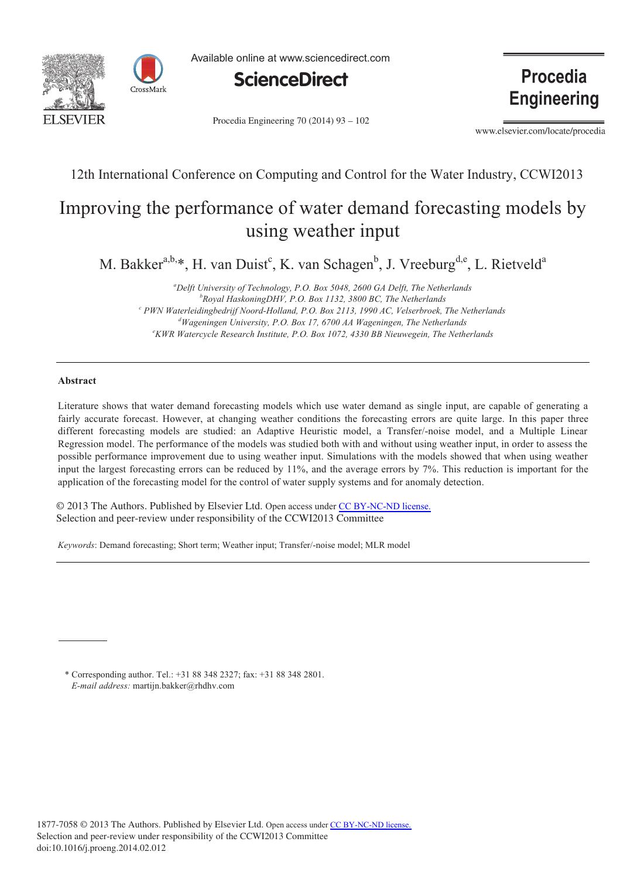12th International Conference on Computing and Control for the Water Industry, CCWI2013

# Improving the performance of water demand forecasting models by using weather input

M. Bakker[a,b,*], H. van Duist[c], K. van Schagen[b], J. Vreeburg[d,e], L. Rietveld[a]

[a]*Delft University of Technology, P.O. Box 5048, 2600 GA Delft, The Netherlands*
[b]*Royal HaskoningDHV, P.O. Box 1132, 3800 BC, The Netherlands*
[c] *PWN Waterleidingbedrijf Noord-Holland, P.O. Box 2113, 1990 AC, Velserbroek, The Netherlands*
[d]*Wageningen University, P.O. Box 17, 6700 AA Wageningen, The Netherlands*
[e]*KWR Watercycle Research Institute, P.O. Box 1072, 4330 BB Nieuwegein, The Netherlands*

---

## Abstract

Literature shows that water demand forecasting models which use water demand as single input, are capable of generating a fairly accurate forecast. However, at changing weather conditions the forecasting errors are quite large. In this paper three different forecasting models are studied: an Adaptive Heuristic model, a Transfer/-noise model, and a Multiple Linear Regression model. The performance of the models was studied both with and without using weather input, in order to assess the possible performance improvement due to using weather input. Simulations with the models showed that when using weather input the largest forecasting errors can be reduced by 11%, and the average errors by 7%. This reduction is important for the application of the forecasting model for the control of water supply systems and for anomaly detection.

© 2013 The Authors. Published by Elsevier Ltd. Open access under CC BY-NC-ND license.
Selection and peer-review under responsibility of the CCWI2013 Committee

*Keywords*: Demand forecasting; Short term; Weather input; Transfer/-noise model; MLR model

---

\* Corresponding author. Tel.: +31 88 348 2327; fax: +31 88 348 2801.
*E-mail address:* martijn.bakker@rhdhv.com

1877-7058 © 2013 The Authors. Published by Elsevier Ltd. Open access under CC BY-NC-ND license.
Selection and peer-review under responsibility of the CCWI2013 Committee
doi:10.1016/j.proeng.2014.02.012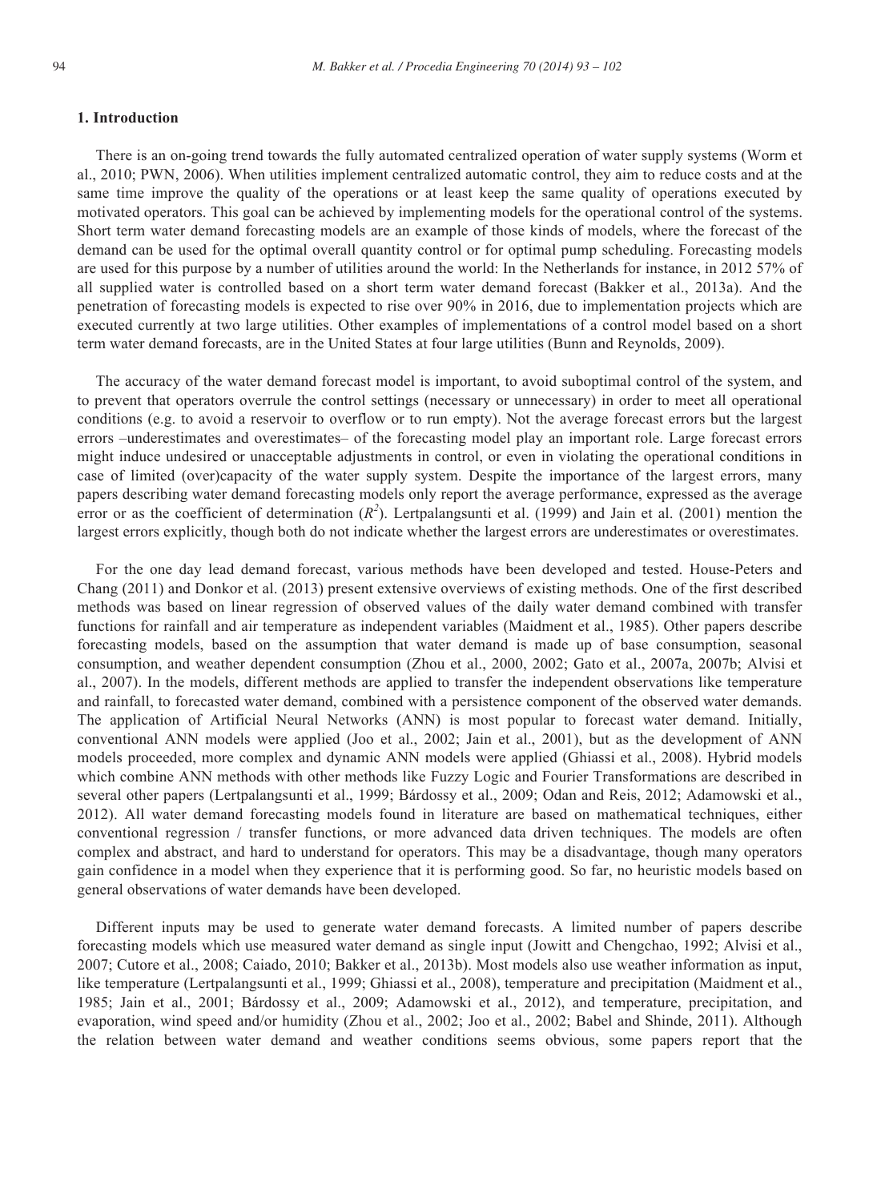## 1. Introduction

There is an on-going trend towards the fully automated centralized operation of water supply systems (Worm et al., 2010; PWN, 2006). When utilities implement centralized automatic control, they aim to reduce costs and at the same time improve the quality of the operations or at least keep the same quality of operations executed by motivated operators. This goal can be achieved by implementing models for the operational control of the systems. Short term water demand forecasting models are an example of those kinds of models, where the forecast of the demand can be used for the optimal overall quantity control or for optimal pump scheduling. Forecasting models are used for this purpose by a number of utilities around the world: In the Netherlands for instance, in 2012 57% of all supplied water is controlled based on a short term water demand forecast (Bakker et al., 2013a). And the penetration of forecasting models is expected to rise over 90% in 2016, due to implementation projects which are executed currently at two large utilities. Other examples of implementations of a control model based on a short term water demand forecasts, are in the United States at four large utilities (Bunn and Reynolds, 2009).

The accuracy of the water demand forecast model is important, to avoid suboptimal control of the system, and to prevent that operators overrule the control settings (necessary or unnecessary) in order to meet all operational conditions (e.g. to avoid a reservoir to overflow or to run empty). Not the average forecast errors but the largest errors –underestimates and overestimates– of the forecasting model play an important role. Large forecast errors might induce undesired or unacceptable adjustments in control, or even in violating the operational conditions in case of limited (over)capacity of the water supply system. Despite the importance of the largest errors, many papers describing water demand forecasting models only report the average performance, expressed as the average error or as the coefficient of determination ($R^2$). Lertpalangsunti et al. (1999) and Jain et al. (2001) mention the largest errors explicitly, though both do not indicate whether the largest errors are underestimates or overestimates.

For the one day lead demand forecast, various methods have been developed and tested. House-Peters and Chang (2011) and Donkor et al. (2013) present extensive overviews of existing methods. One of the first described methods was based on linear regression of observed values of the daily water demand combined with transfer functions for rainfall and air temperature as independent variables (Maidment et al., 1985). Other papers describe forecasting models, based on the assumption that water demand is made up of base consumption, seasonal consumption, and weather dependent consumption (Zhou et al., 2000, 2002; Gato et al., 2007a, 2007b; Alvisi et al., 2007). In the models, different methods are applied to transfer the independent observations like temperature and rainfall, to forecasted water demand, combined with a persistence component of the observed water demands. The application of Artificial Neural Networks (ANN) is most popular to forecast water demand. Initially, conventional ANN models were applied (Joo et al., 2002; Jain et al., 2001), but as the development of ANN models proceeded, more complex and dynamic ANN models were applied (Ghiassi et al., 2008). Hybrid models which combine ANN methods with other methods like Fuzzy Logic and Fourier Transformations are described in several other papers (Lertpalangsunti et al., 1999; Bárdossy et al., 2009; Odan and Reis, 2012; Adamowski et al., 2012). All water demand forecasting models found in literature are based on mathematical techniques, either conventional regression / transfer functions, or more advanced data driven techniques. The models are often complex and abstract, and hard to understand for operators. This may be a disadvantage, though many operators gain confidence in a model when they experience that it is performing good. So far, no heuristic models based on general observations of water demands have been developed.

Different inputs may be used to generate water demand forecasts. A limited number of papers describe forecasting models which use measured water demand as single input (Jowitt and Chengchao, 1992; Alvisi et al., 2007; Cutore et al., 2008; Caiado, 2010; Bakker et al., 2013b). Most models also use weather information as input, like temperature (Lertpalangsunti et al., 1999; Ghiassi et al., 2008), temperature and precipitation (Maidment et al., 1985; Jain et al., 2001; Bárdossy et al., 2009; Adamowski et al., 2012), and temperature, precipitation, and evaporation, wind speed and/or humidity (Zhou et al., 2002; Joo et al., 2002; Babel and Shinde, 2011). Although the relation between water demand and weather conditions seems obvious, some papers report that the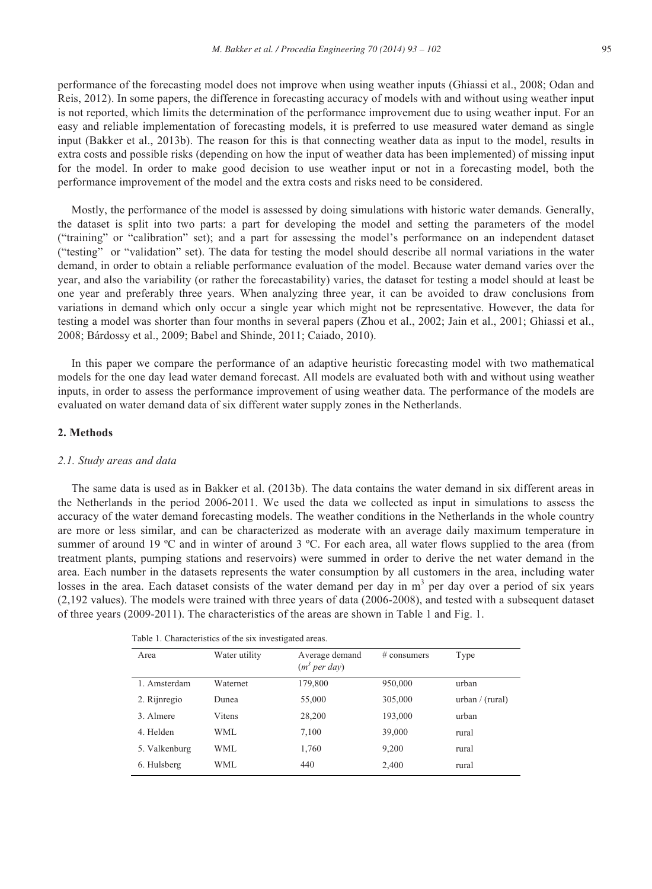performance of the forecasting model does not improve when using weather inputs (Ghiassi et al., 2008; Odan and Reis, 2012). In some papers, the difference in forecasting accuracy of models with and without using weather input is not reported, which limits the determination of the performance improvement due to using weather input. For an easy and reliable implementation of forecasting models, it is preferred to use measured water demand as single input (Bakker et al., 2013b). The reason for this is that connecting weather data as input to the model, results in extra costs and possible risks (depending on how the input of weather data has been implemented) of missing input for the model. In order to make good decision to use weather input or not in a forecasting model, both the performance improvement of the model and the extra costs and risks need to be considered.

Mostly, the performance of the model is assessed by doing simulations with historic water demands. Generally, the dataset is split into two parts: a part for developing the model and setting the parameters of the model ("training" or "calibration" set); and a part for assessing the model's performance on an independent dataset ("testing" or "validation" set). The data for testing the model should describe all normal variations in the water demand, in order to obtain a reliable performance evaluation of the model. Because water demand varies over the year, and also the variability (or rather the forecastability) varies, the dataset for testing a model should at least be one year and preferably three years. When analyzing three year, it can be avoided to draw conclusions from variations in demand which only occur a single year which might not be representative. However, the data for testing a model was shorter than four months in several papers (Zhou et al., 2002; Jain et al., 2001; Ghiassi et al., 2008; Bárdossy et al., 2009; Babel and Shinde, 2011; Caiado, 2010).

In this paper we compare the performance of an adaptive heuristic forecasting model with two mathematical models for the one day lead water demand forecast. All models are evaluated both with and without using weather inputs, in order to assess the performance improvement of using weather data. The performance of the models are evaluated on water demand data of six different water supply zones in the Netherlands.

## 2. Methods

### *2.1. Study areas and data*

The same data is used as in Bakker et al. (2013b). The data contains the water demand in six different areas in the Netherlands in the period 2006-2011. We used the data we collected as input in simulations to assess the accuracy of the water demand forecasting models. The weather conditions in the Netherlands in the whole country are more or less similar, and can be characterized as moderate with an average daily maximum temperature in summer of around 19 ºC and in winter of around 3 ºC. For each area, all water flows supplied to the area (from treatment plants, pumping stations and reservoirs) were summed in order to derive the net water demand in the area. Each number in the datasets represents the water consumption by all customers in the area, including water losses in the area. Each dataset consists of the water demand per day in $m^3$ per day over a period of six years (2,192 values). The models were trained with three years of data (2006-2008), and tested with a subsequent dataset of three years (2009-2011). The characteristics of the areas are shown in Table 1 and Fig. 1.

Table 1. Characteristics of the six investigated areas.

| Area | Water utility | Average demand ($m^3$ *per day*) | # consumers | Type |
|---|---|---|---|---|
| 1. Amsterdam | Waternet | 179,800 | 950,000 | urban |
| 2. Rijnregio | Dunea | 55,000 | 305,000 | urban / (rural) |
| 3. Almere | Vitens | 28,200 | 193,000 | urban |
| 4. Helden | WML | 7,100 | 39,000 | rural |
| 5. Valkenburg | WML | 1,760 | 9,200 | rural |
| 6. Hulsberg | WML | 440 | 2,400 | rural |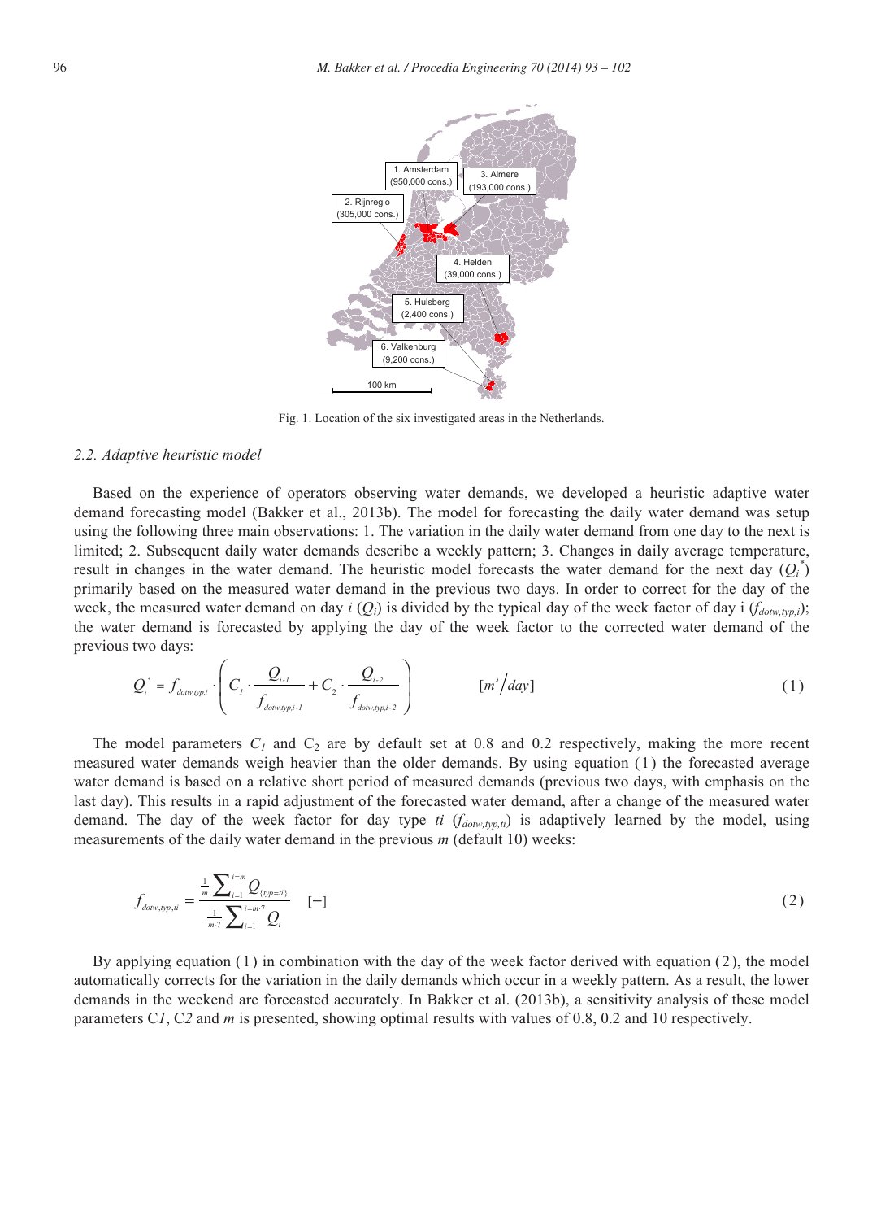1. Amsterdam (950,000 cons.)

2. Rijnregio (305,000 cons.)

3. Almere (193,000 cons.)

4. Helden (39,000 cons.)

5. Hulsberg (2,400 cons.)

6. Valkenburg (9,200 cons.)

100 km

Fig. 1. Location of the six investigated areas in the Netherlands.

### 2.2. Adaptive heuristic model

Based on the experience of operators observing water demands, we developed a heuristic adaptive water demand forecasting model (Bakker et al., 2013b). The model for forecasting the daily water demand was setup using the following three main observations: 1. The variation in the daily water demand from one day to the next is limited; 2. Subsequent daily water demands describe a weekly pattern; 3. Changes in daily average temperature, result in changes in the water demand. The heuristic model forecasts the water demand for the next day ($Q_i^*$) primarily based on the measured water demand in the previous two days. In order to correct for the day of the week, the measured water demand on day *i* ($Q_i$) is divided by the typical day of the week factor of day i ($f_{dotw,typ,i}$); the water demand is forecasted by applying the day of the week factor to the corrected water demand of the previous two days:

$$Q_i^* = f_{dotw,typ,i} \cdot \left( C_1 \cdot \frac{Q_{i-1}}{f_{dotw,typ,i-1}} + C_2 \cdot \frac{Q_{i-2}}{f_{dotw,typ,i-2}} \right) \qquad [m^3/day] \tag{1}$$

The model parameters $C_1$ and $C_2$ are by default set at 0.8 and 0.2 respectively, making the more recent measured water demands weigh heavier than the older demands. By using equation (1) the forecasted average water demand is based on a relative short period of measured demands (previous two days, with emphasis on the last day). This results in a rapid adjustment of the forecasted water demand, after a change of the measured water demand. The day of the week factor for day type *ti* ($f_{dotw,typ,ti}$) is adaptively learned by the model, using measurements of the daily water demand in the previous *m* (default 10) weeks:

$$f_{dotw,typ,ti} = \frac{\frac{1}{m}\sum_{i=1}^{i=m} Q_{\{typ=ti\}}}{\frac{1}{m \cdot 7}\sum_{i=1}^{i=m \cdot 7} Q_i} \qquad [-] \tag{2}$$

By applying equation (1) in combination with the day of the week factor derived with equation (2), the model automatically corrects for the variation in the daily demands which occur in a weekly pattern. As a result, the lower demands in the weekend are forecasted accurately. In Bakker et al. (2013b), a sensitivity analysis of these model parameters C*1*, C*2* and *m* is presented, showing optimal results with values of 0.8, 0.2 and 10 respectively.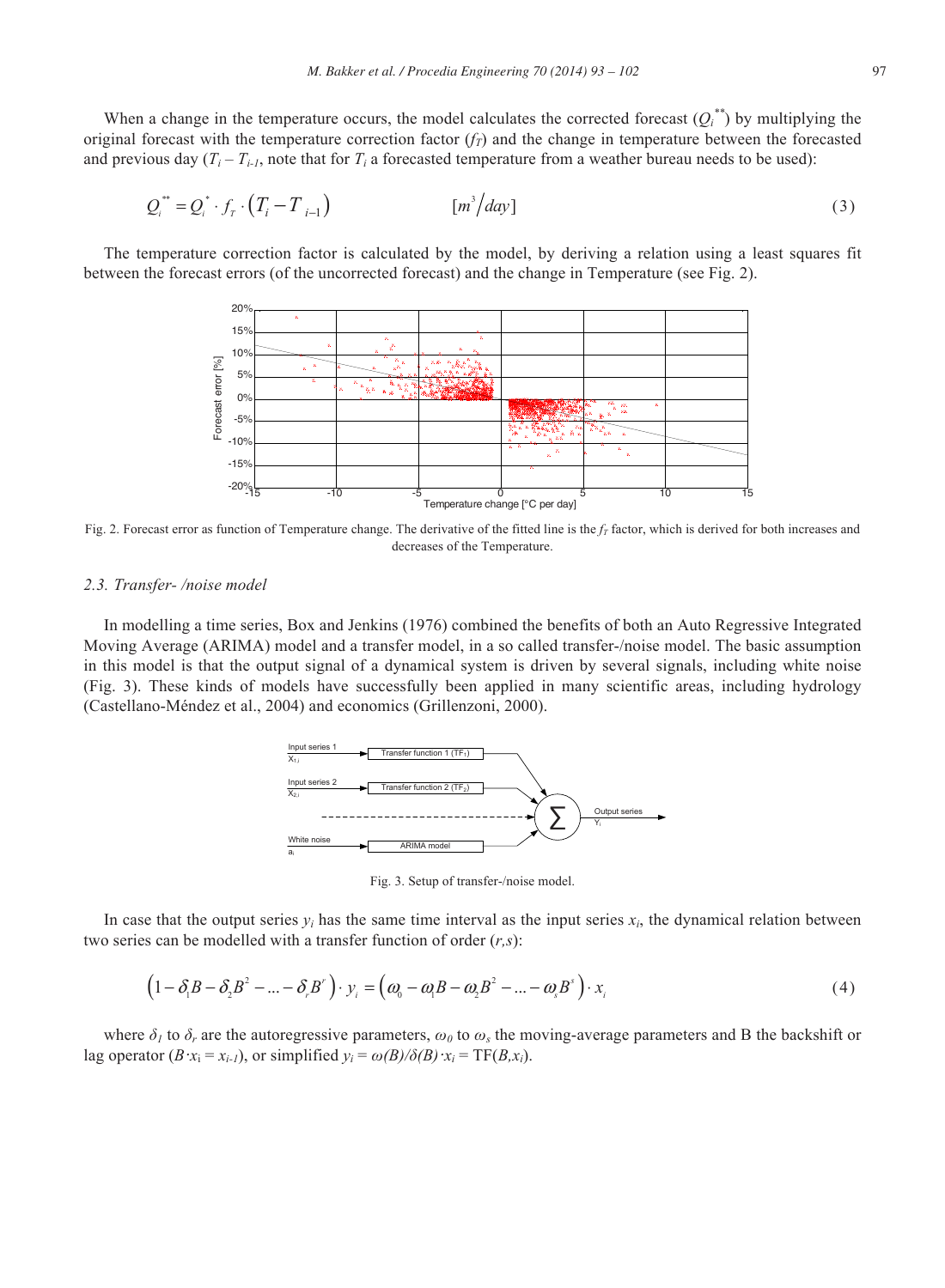When a change in the temperature occurs, the model calculates the corrected forecast ($Q_i^{**}$) by multiplying the original forecast with the temperature correction factor ($f_T$) and the change in temperature between the forecasted and previous day ($T_i - T_{i-1}$, note that for $T_i$ a forecasted temperature from a weather bureau needs to be used):

$$Q_i^{**} = Q_i^{*} \cdot f_T \cdot \left(T_i - T_{i-1}\right) \qquad [m^3/day] \tag{3}$$

The temperature correction factor is calculated by the model, by deriving a relation using a least squares fit between the forecast errors (of the uncorrected forecast) and the change in Temperature (see Fig. 2).

Fig. 2. Forecast error as function of Temperature change. The derivative of the fitted line is the $f_T$ factor, which is derived for both increases and decreases of the Temperature.

### 2.3. Transfer- /noise model

In modelling a time series, Box and Jenkins (1976) combined the benefits of both an Auto Regressive Integrated Moving Average (ARIMA) model and a transfer model, in a so called transfer-/noise model. The basic assumption in this model is that the output signal of a dynamical system is driven by several signals, including white noise (Fig. 3). These kinds of models have successfully been applied in many scientific areas, including hydrology (Castellano-Méndez et al., 2004) and economics (Grillenzoni, 2000).

Fig. 3. Setup of transfer-/noise model.

In case that the output series $y_i$ has the same time interval as the input series $x_i$, the dynamical relation between two series can be modelled with a transfer function of order ($r,s$):

$$\left(1 - \delta_1 B - \delta_2 B^2 - \ldots - \delta_r B^r\right) \cdot y_i = \left(\omega_0 - \omega_1 B - \omega_2 B^2 - \ldots - \omega_s B^s\right) \cdot x_i \tag{4}$$

where $\delta_1$ to $\delta_r$ are the autoregressive parameters, $\omega_0$ to $\omega_s$ the moving-average parameters and B the backshift or lag operator ($B \cdot x_i = x_{i-1}$), or simplified $y_i = \omega(B)/\delta(B) \cdot x_i = \mathrm{TF}(B,x_i)$.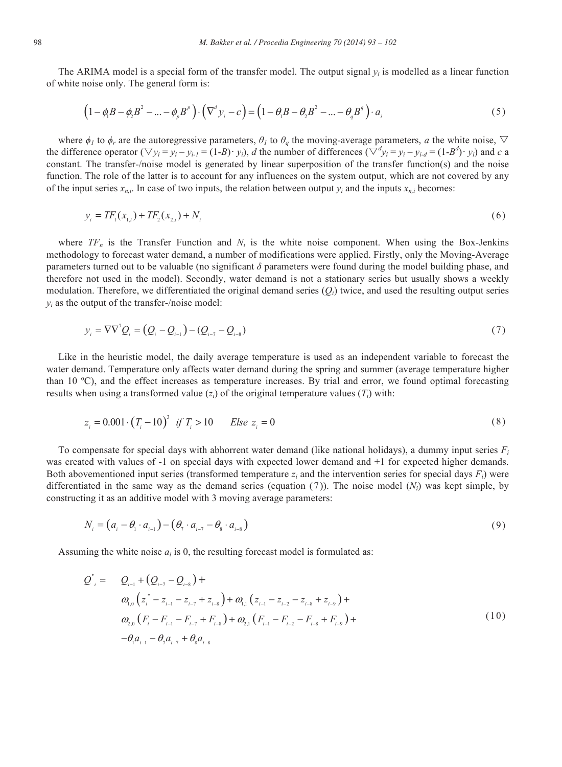The ARIMA model is a special form of the transfer model. The output signal $y_i$ is modelled as a linear function of white noise only. The general form is:

$$\left(1-\phi_1 B-\phi_2 B^2-\ldots-\phi_p B^p\right)\cdot\left(\nabla^d y_i - c\right) = \left(1-\theta_1 B-\theta_2 B^2-\ldots-\theta_q B^q\right)\cdot a_i \tag{5}$$

where $\phi_1$ to $\phi_r$ are the autoregressive parameters, $\theta_1$ to $\theta_q$ the moving-average parameters, $a$ the white noise, $\nabla$ the difference operator ($\nabla y_i = y_i - y_{i-1} = (1\text{-}B)\cdot y_i$), $d$ the number of differences ($\nabla^d y_i = y_i - y_{i-d} = (1\text{-}B^d)\cdot y_i$) and $c$ a constant. The transfer-/noise model is generated by linear superposition of the transfer function(s) and the noise function. The role of the latter is to account for any influences on the system output, which are not covered by any of the input series $x_{n,i}$. In case of two inputs, the relation between output $y_i$ and the inputs $x_{n,i}$ becomes:

$$y_i = TF_1(x_{1,i}) + TF_2(x_{2,i}) + N_i \tag{6}$$

where $TF_n$ is the Transfer Function and $N_i$ is the white noise component. When using the Box-Jenkins methodology to forecast water demand, a number of modifications were applied. Firstly, only the Moving-Average parameters turned out to be valuable (no significant $\delta$ parameters were found during the model building phase, and therefore not used in the model). Secondly, water demand is not a stationary series but usually shows a weekly modulation. Therefore, we differentiated the original demand series ($Q_i$) twice, and used the resulting output series $y_i$ as the output of the transfer-/noise model:

$$y_i = \nabla\nabla^7 Q_i = \left(Q_i - Q_{i-1}\right) - \left(Q_{i-7} - Q_{i-8}\right) \tag{7}$$

Like in the heuristic model, the daily average temperature is used as an independent variable to forecast the water demand. Temperature only affects water demand during the spring and summer (average temperature higher than 10 ºC), and the effect increases as temperature increases. By trial and error, we found optimal forecasting results when using a transformed value ($z_i$) of the original temperature values ($T_i$) with:

$$z_i = 0.001\cdot\left(T_i - 10\right)^3 \;\; if\; T_i > 10 \qquad Else\; z_i = 0 \tag{8}$$

To compensate for special days with abhorrent water demand (like national holidays), a dummy input series $F_i$ was created with values of -1 on special days with expected lower demand and +1 for expected higher demands. Both abovementioned input series (transformed temperature $z_i$ and the intervention series for special days $F_i$) were differentiated in the same way as the demand series (equation (7)). The noise model ($N_i$) was kept simple, by constructing it as an additive model with 3 moving average parameters:

$$N_i = \left(a_i - \theta_1\cdot a_{i-1}\right) - \left(\theta_7\cdot a_{i-7} - \theta_8\cdot a_{i-8}\right) \tag{9}$$

Assuming the white noise $a_i$ is 0, the resulting forecast model is formulated as:

$$\begin{aligned} Q^*_i = \quad & Q_{i-1} + \left(Q_{i-7} - Q_{i-8}\right) + \\ & \omega_{1,0}\left(z^*_i - z_{i-1} - z_{i-7} + z_{i-8}\right) + \omega_{1,1}\left(z_{i-1} - z_{i-2} - z_{i-8} + z_{i-9}\right) + \\ & \omega_{2,0}\left(F_i - F_{i-1} - F_{i-7} + F_{i-8}\right) + \omega_{2,1}\left(F_{i-1} - F_{i-2} - F_{i-8} + F_{i-9}\right) + \\ & -\theta_1 a_{i-1} - \theta_7 a_{i-7} + \theta_8 a_{i-8} \end{aligned} \tag{10}$$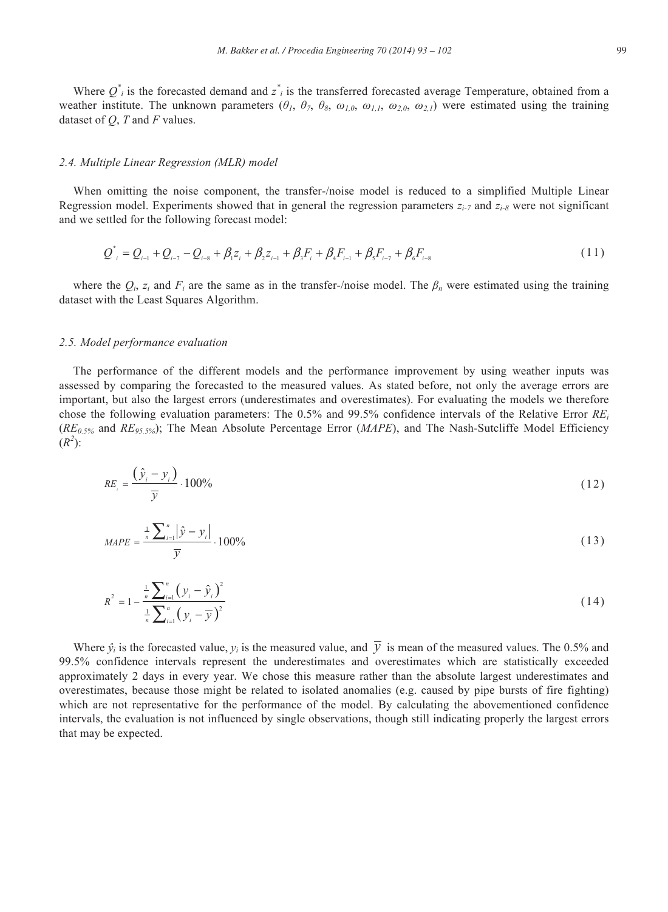Where $Q^*_i$ is the forecasted demand and $z^*_i$ is the transferred forecasted average Temperature, obtained from a weather institute. The unknown parameters ($\theta_1$, $\theta_7$, $\theta_8$, $\omega_{1,0}$, $\omega_{1,1}$, $\omega_{2,0}$, $\omega_{2,1}$) were estimated using the training dataset of $Q$, $T$ and $F$ values.

### 2.4. Multiple Linear Regression (MLR) model

When omitting the noise component, the transfer-/noise model is reduced to a simplified Multiple Linear Regression model. Experiments showed that in general the regression parameters $z_{i-7}$ and $z_{i-8}$ were not significant and we settled for the following forecast model:

$$Q^*_i = Q_{i-1} + Q_{i-7} - Q_{i-8} + \beta_1 z_i + \beta_2 z_{i-1} + \beta_3 F_i + \beta_4 F_{i-1} + \beta_5 F_{i-7} + \beta_6 F_{i-8} \tag{11}$$

where the $Q_i$, $z_i$ and $F_i$ are the same as in the transfer-/noise model. The $\beta_n$ were estimated using the training dataset with the Least Squares Algorithm.

### 2.5. Model performance evaluation

The performance of the different models and the performance improvement by using weather inputs was assessed by comparing the forecasted to the measured values. As stated before, not only the average errors are important, but also the largest errors (underestimates and overestimates). For evaluating the models we therefore chose the following evaluation parameters: The 0.5% and 99.5% confidence intervals of the Relative Error $RE_i$ ($RE_{0.5\%}$ and $RE_{95.5\%}$); The Mean Absolute Percentage Error (*MAPE*), and The Nash-Sutcliffe Model Efficiency ($R^2$):

$$RE_i = \frac{(\hat{y}_i - y_i)}{\overline{y}} \cdot 100\% \tag{12}$$

$$MAPE = \frac{\frac{1}{n}\sum_{i=1}^{n}|\hat{y} - y_i|}{\overline{y}} \cdot 100\% \tag{13}$$

$$R^2 = 1 - \frac{\frac{1}{n}\sum_{i=1}^{n}(y_i - \hat{y}_i)^2}{\frac{1}{n}\sum_{i=1}^{n}(y_i - \overline{y})^2} \tag{14}$$

Where $\hat{y}_i$ is the forecasted value, $y_i$ is the measured value, and $\overline{y}$ is mean of the measured values. The 0.5% and 99.5% confidence intervals represent the underestimates and overestimates which are statistically exceeded approximately 2 days in every year. We chose this measure rather than the absolute largest underestimates and overestimates, because those might be related to isolated anomalies (e.g. caused by pipe bursts of fire fighting) which are not representative for the performance of the model. By calculating the abovementioned confidence intervals, the evaluation is not influenced by single observations, though still indicating properly the largest errors that may be expected.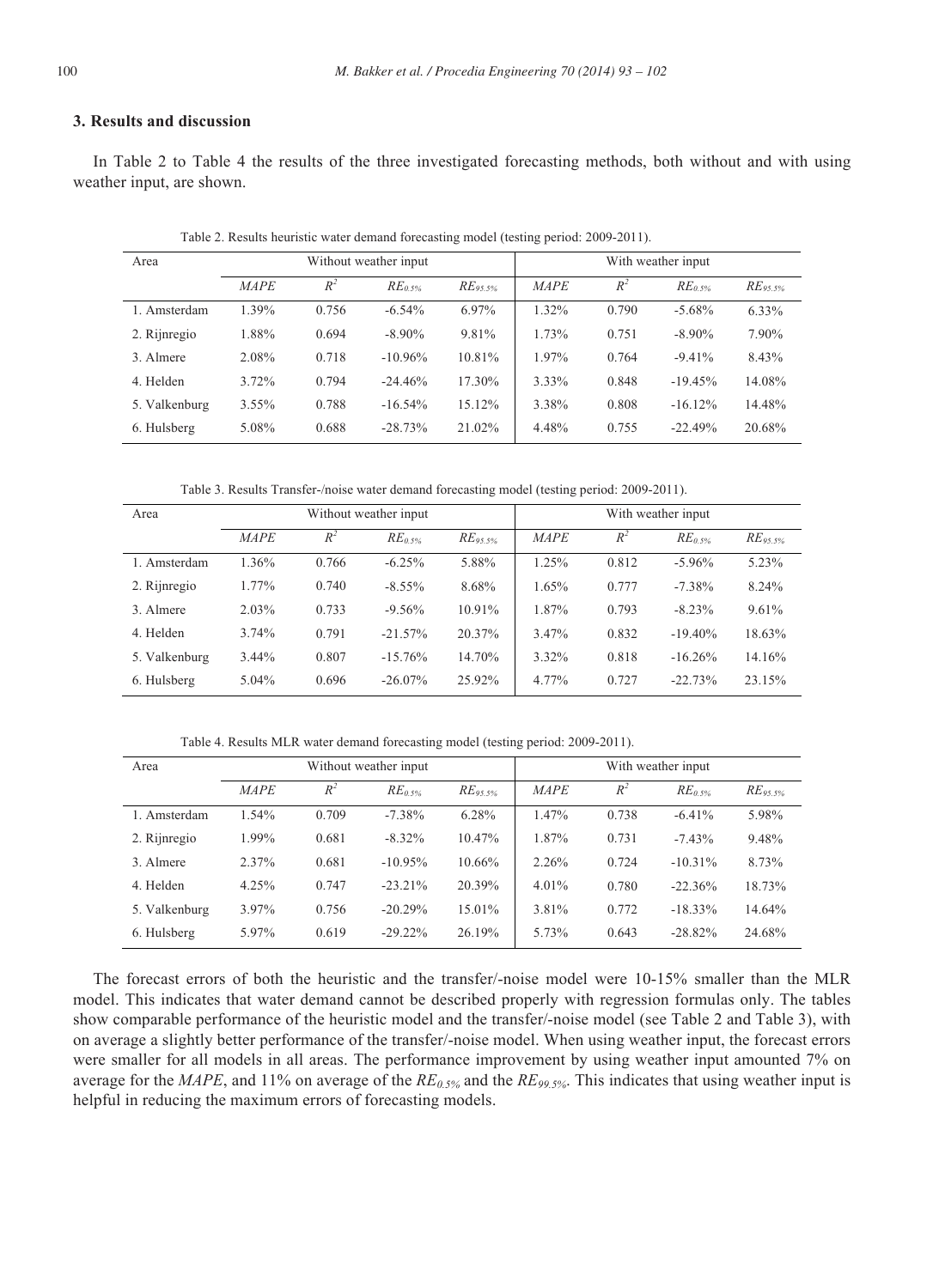## 3. Results and discussion

In Table 2 to Table 4 the results of the three investigated forecasting methods, both without and with using weather input, are shown.

Table 2. Results heuristic water demand forecasting model (testing period: 2009-2011).

| Area | Without weather input | | | | With weather input | | | |
|---|---|---|---|---|---|---|---|---|
| | *MAPE* | $R^2$ | $RE_{0.5\%}$ | $RE_{95.5\%}$ | *MAPE* | $R^2$ | $RE_{0.5\%}$ | $RE_{95.5\%}$ |
| 1. Amsterdam | 1.39% | 0.756 | -6.54% | 6.97% | 1.32% | 0.790 | -5.68% | 6.33% |
| 2. Rijnregio | 1.88% | 0.694 | -8.90% | 9.81% | 1.73% | 0.751 | -8.90% | 7.90% |
| 3. Almere | 2.08% | 0.718 | -10.96% | 10.81% | 1.97% | 0.764 | -9.41% | 8.43% |
| 4. Helden | 3.72% | 0.794 | -24.46% | 17.30% | 3.33% | 0.848 | -19.45% | 14.08% |
| 5. Valkenburg | 3.55% | 0.788 | -16.54% | 15.12% | 3.38% | 0.808 | -16.12% | 14.48% |
| 6. Hulsberg | 5.08% | 0.688 | -28.73% | 21.02% | 4.48% | 0.755 | -22.49% | 20.68% |

Table 3. Results Transfer-/noise water demand forecasting model (testing period: 2009-2011).

| Area | Without weather input | | | | With weather input | | | |
|---|---|---|---|---|---|---|---|---|
| | *MAPE* | $R^2$ | $RE_{0.5\%}$ | $RE_{95.5\%}$ | *MAPE* | $R^2$ | $RE_{0.5\%}$ | $RE_{95.5\%}$ |
| 1. Amsterdam | 1.36% | 0.766 | -6.25% | 5.88% | 1.25% | 0.812 | -5.96% | 5.23% |
| 2. Rijnregio | 1.77% | 0.740 | -8.55% | 8.68% | 1.65% | 0.777 | -7.38% | 8.24% |
| 3. Almere | 2.03% | 0.733 | -9.56% | 10.91% | 1.87% | 0.793 | -8.23% | 9.61% |
| 4. Helden | 3.74% | 0.791 | -21.57% | 20.37% | 3.47% | 0.832 | -19.40% | 18.63% |
| 5. Valkenburg | 3.44% | 0.807 | -15.76% | 14.70% | 3.32% | 0.818 | -16.26% | 14.16% |
| 6. Hulsberg | 5.04% | 0.696 | -26.07% | 25.92% | 4.77% | 0.727 | -22.73% | 23.15% |

Table 4. Results MLR water demand forecasting model (testing period: 2009-2011).

| Area | Without weather input | | | | With weather input | | | |
|---|---|---|---|---|---|---|---|---|
| | *MAPE* | $R^2$ | $RE_{0.5\%}$ | $RE_{95.5\%}$ | *MAPE* | $R^2$ | $RE_{0.5\%}$ | $RE_{95.5\%}$ |
| 1. Amsterdam | 1.54% | 0.709 | -7.38% | 6.28% | 1.47% | 0.738 | -6.41% | 5.98% |
| 2. Rijnregio | 1.99% | 0.681 | -8.32% | 10.47% | 1.87% | 0.731 | -7.43% | 9.48% |
| 3. Almere | 2.37% | 0.681 | -10.95% | 10.66% | 2.26% | 0.724 | -10.31% | 8.73% |
| 4. Helden | 4.25% | 0.747 | -23.21% | 20.39% | 4.01% | 0.780 | -22.36% | 18.73% |
| 5. Valkenburg | 3.97% | 0.756 | -20.29% | 15.01% | 3.81% | 0.772 | -18.33% | 14.64% |
| 6. Hulsberg | 5.97% | 0.619 | -29.22% | 26.19% | 5.73% | 0.643 | -28.82% | 24.68% |

The forecast errors of both the heuristic and the transfer/-noise model were 10-15% smaller than the MLR model. This indicates that water demand cannot be described properly with regression formulas only. The tables show comparable performance of the heuristic model and the transfer/-noise model (see Table 2 and Table 3), with on average a slightly better performance of the transfer/-noise model. When using weather input, the forecast errors were smaller for all models in all areas. The performance improvement by using weather input amounted 7% on average for the *MAPE*, and 11% on average of the $RE_{0.5\%}$ and the $RE_{99.5\%}$. This indicates that using weather input is helpful in reducing the maximum errors of forecasting models.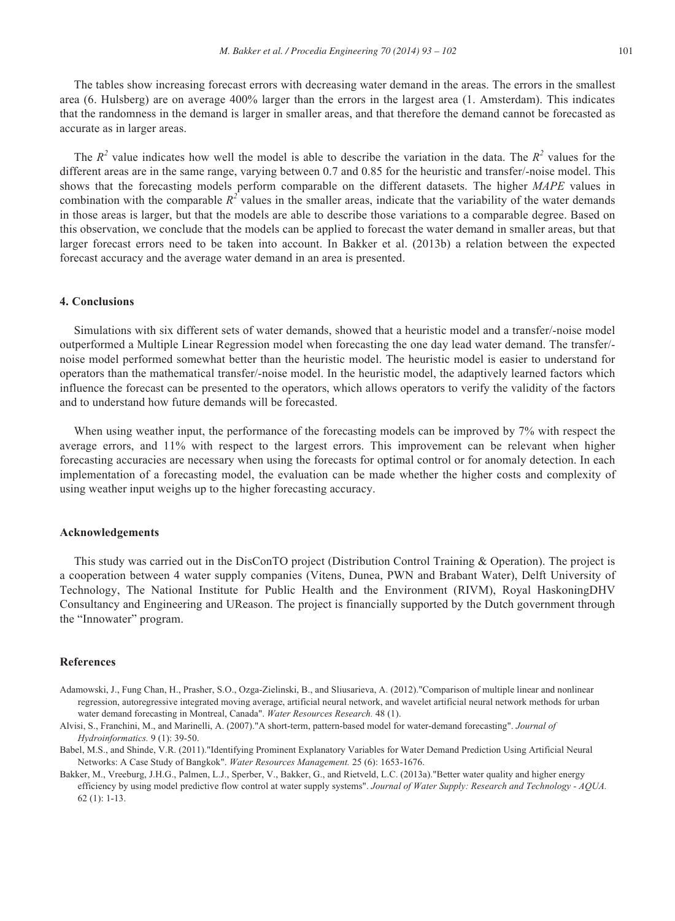The tables show increasing forecast errors with decreasing water demand in the areas. The errors in the smallest area (6. Hulsberg) are on average 400% larger than the errors in the largest area (1. Amsterdam). This indicates that the randomness in the demand is larger in smaller areas, and that therefore the demand cannot be forecasted as accurate as in larger areas.

The $R^2$ value indicates how well the model is able to describe the variation in the data. The $R^2$ values for the different areas are in the same range, varying between 0.7 and 0.85 for the heuristic and transfer/-noise model. This shows that the forecasting models perform comparable on the different datasets. The higher *MAPE* values in combination with the comparable $R^2$ values in the smaller areas, indicate that the variability of the water demands in those areas is larger, but that the models are able to describe those variations to a comparable degree. Based on this observation, we conclude that the models can be applied to forecast the water demand in smaller areas, but that larger forecast errors need to be taken into account. In Bakker et al. (2013b) a relation between the expected forecast accuracy and the average water demand in an area is presented.

## 4. Conclusions

Simulations with six different sets of water demands, showed that a heuristic model and a transfer/-noise model outperformed a Multiple Linear Regression model when forecasting the one day lead water demand. The transfer/-noise model performed somewhat better than the heuristic model. The heuristic model is easier to understand for operators than the mathematical transfer/-noise model. In the heuristic model, the adaptively learned factors which influence the forecast can be presented to the operators, which allows operators to verify the validity of the factors and to understand how future demands will be forecasted.

When using weather input, the performance of the forecasting models can be improved by 7% with respect the average errors, and 11% with respect to the largest errors. This improvement can be relevant when higher forecasting accuracies are necessary when using the forecasts for optimal control or for anomaly detection. In each implementation of a forecasting model, the evaluation can be made whether the higher costs and complexity of using weather input weighs up to the higher forecasting accuracy.

## Acknowledgements

This study was carried out in the DisConTO project (Distribution Control Training & Operation). The project is a cooperation between 4 water supply companies (Vitens, Dunea, PWN and Brabant Water), Delft University of Technology, The National Institute for Public Health and the Environment (RIVM), Royal HaskoningDHV Consultancy and Engineering and UReason. The project is financially supported by the Dutch government through the "Innowater" program.

## References

Adamowski, J., Fung Chan, H., Prasher, S.O., Ozga-Zielinski, B., and Sliusarieva, A. (2012)."Comparison of multiple linear and nonlinear regression, autoregressive integrated moving average, artificial neural network, and wavelet artificial neural network methods for urban water demand forecasting in Montreal, Canada". *Water Resources Research.* 48 (1).

Alvisi, S., Franchini, M., and Marinelli, A. (2007)."A short-term, pattern-based model for water-demand forecasting". *Journal of Hydroinformatics.* 9 (1): 39-50.

Babel, M.S., and Shinde, V.R. (2011)."Identifying Prominent Explanatory Variables for Water Demand Prediction Using Artificial Neural Networks: A Case Study of Bangkok". *Water Resources Management.* 25 (6): 1653-1676.

Bakker, M., Vreeburg, J.H.G., Palmen, L.J., Sperber, V., Bakker, G., and Rietveld, L.C. (2013a)."Better water quality and higher energy efficiency by using model predictive flow control at water supply systems". *Journal of Water Supply: Research and Technology - AQUA.* 62 (1): 1-13.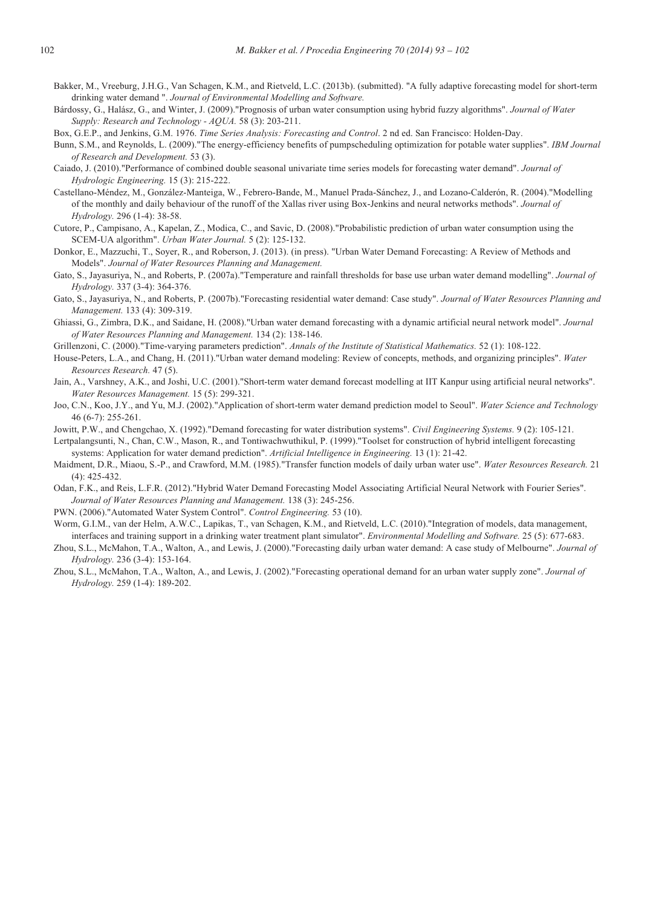Bakker, M., Vreeburg, J.H.G., Van Schagen, K.M., and Rietveld, L.C. (2013b). (submitted). "A fully adaptive forecasting model for short-term drinking water demand ". *Journal of Environmental Modelling and Software.*

Bárdossy, G., Halász, G., and Winter, J. (2009)."Prognosis of urban water consumption using hybrid fuzzy algorithms". *Journal of Water Supply: Research and Technology - AQUA.* 58 (3): 203-211.

Box, G.E.P., and Jenkins, G.M. 1976. *Time Series Analysis: Forecasting and Control*. 2 nd ed. San Francisco: Holden-Day.

Bunn, S.M., and Reynolds, L. (2009)."The energy-efficiency benefits of pumpscheduling optimization for potable water supplies". *IBM Journal of Research and Development.* 53 (3).

Caiado, J. (2010)."Performance of combined double seasonal univariate time series models for forecasting water demand". *Journal of Hydrologic Engineering.* 15 (3): 215-222.

Castellano-Méndez, M., González-Manteiga, W., Febrero-Bande, M., Manuel Prada-Sánchez, J., and Lozano-Calderón, R. (2004)."Modelling of the monthly and daily behaviour of the runoff of the Xallas river using Box-Jenkins and neural networks methods". *Journal of Hydrology.* 296 (1-4): 38-58.

Cutore, P., Campisano, A., Kapelan, Z., Modica, C., and Savic, D. (2008)."Probabilistic prediction of urban water consumption using the SCEM-UA algorithm". *Urban Water Journal.* 5 (2): 125-132.

Donkor, E., Mazzuchi, T., Soyer, R., and Roberson, J. (2013). (in press). "Urban Water Demand Forecasting: A Review of Methods and Models". *Journal of Water Resources Planning and Management.*

Gato, S., Jayasuriya, N., and Roberts, P. (2007a)."Temperature and rainfall thresholds for base use urban water demand modelling". *Journal of Hydrology.* 337 (3-4): 364-376.

Gato, S., Jayasuriya, N., and Roberts, P. (2007b)."Forecasting residential water demand: Case study". *Journal of Water Resources Planning and Management.* 133 (4): 309-319.

Ghiassi, G., Zimbra, D.K., and Saidane, H. (2008)."Urban water demand forecasting with a dynamic artificial neural network model". *Journal of Water Resources Planning and Management.* 134 (2): 138-146.

Grillenzoni, C. (2000)."Time-varying parameters prediction". *Annals of the Institute of Statistical Mathematics.* 52 (1): 108-122.

House-Peters, L.A., and Chang, H. (2011)."Urban water demand modeling: Review of concepts, methods, and organizing principles". *Water Resources Research.* 47 (5).

Jain, A., Varshney, A.K., and Joshi, U.C. (2001)."Short-term water demand forecast modelling at IIT Kanpur using artificial neural networks". *Water Resources Management.* 15 (5): 299-321.

Joo, C.N., Koo, J.Y., and Yu, M.J. (2002)."Application of short-term water demand prediction model to Seoul". *Water Science and Technology* 46 (6-7): 255-261.

Jowitt, P.W., and Chengchao, X. (1992)."Demand forecasting for water distribution systems". *Civil Engineering Systems.* 9 (2): 105-121.

Lertpalangsunti, N., Chan, C.W., Mason, R., and Tontiwachwuthikul, P. (1999)."Toolset for construction of hybrid intelligent forecasting systems: Application for water demand prediction". *Artificial Intelligence in Engineering.* 13 (1): 21-42.

Maidment, D.R., Miaou, S.-P., and Crawford, M.M. (1985)."Transfer function models of daily urban water use". *Water Resources Research.* 21 (4): 425-432.

Odan, F.K., and Reis, L.F.R. (2012)."Hybrid Water Demand Forecasting Model Associating Artificial Neural Network with Fourier Series". *Journal of Water Resources Planning and Management.* 138 (3): 245-256.

PWN. (2006)."Automated Water System Control". *Control Engineering.* 53 (10).

Worm, G.I.M., van der Helm, A.W.C., Lapikas, T., van Schagen, K.M., and Rietveld, L.C. (2010)."Integration of models, data management, interfaces and training support in a drinking water treatment plant simulator". *Environmental Modelling and Software.* 25 (5): 677-683.

Zhou, S.L., McMahon, T.A., Walton, A., and Lewis, J. (2000)."Forecasting daily urban water demand: A case study of Melbourne". *Journal of Hydrology.* 236 (3-4): 153-164.

Zhou, S.L., McMahon, T.A., Walton, A., and Lewis, J. (2002)."Forecasting operational demand for an urban water supply zone". *Journal of Hydrology.* 259 (1-4): 189-202.